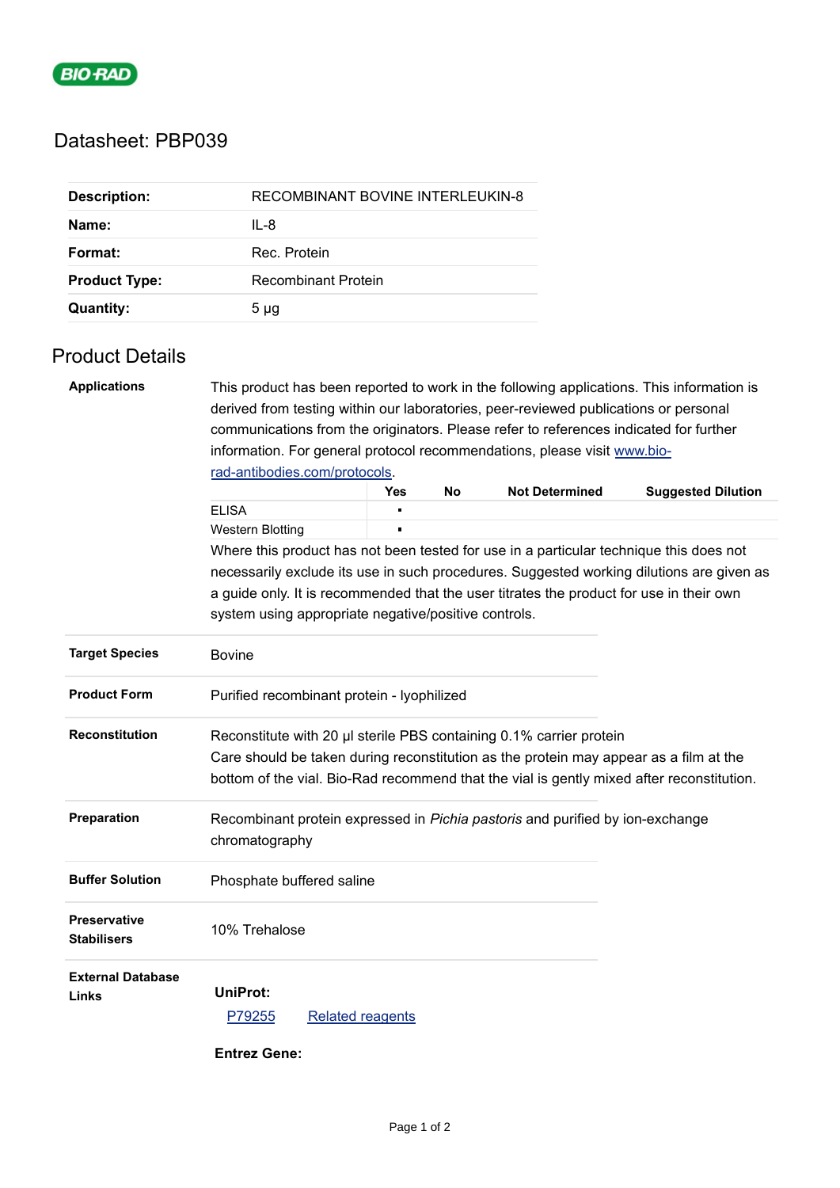BIO-RAD

# Datasheet: PBP039

| | |
|---|---|
| **Description:** | RECOMBINANT BOVINE INTERLEUKIN-8 |
| **Name:** | IL-8 |
| **Format:** | Rec. Protein |
| **Product Type:** | Recombinant Protein |
| **Quantity:** | 5 µg |

## Product Details

**Applications**

This product has been reported to work in the following applications. This information is derived from testing within our laboratories, peer-reviewed publications or personal communications from the originators. Please refer to references indicated for further information. For general protocol recommendations, please visit www.bio-rad-antibodies.com/protocols.

| | Yes | No | Not Determined | Suggested Dilution |
|---|---|---|---|---|
| ELISA | ▪ | | | |
| Western Blotting | ▪ | | | |

Where this product has not been tested for use in a particular technique this does not necessarily exclude its use in such procedures. Suggested working dilutions are given as a guide only. It is recommended that the user titrates the product for use in their own system using appropriate negative/positive controls.

**Target Species**

Bovine

**Product Form**

Purified recombinant protein - lyophilized

**Reconstitution**

Reconstitute with 20 µl sterile PBS containing 0.1% carrier protein
Care should be taken during reconstitution as the protein may appear as a film at the bottom of the vial. Bio-Rad recommend that the vial is gently mixed after reconstitution.

**Preparation**

Recombinant protein expressed in *Pichia pastoris* and purified by ion-exchange chromatography

**Buffer Solution**

Phosphate buffered saline

**Preservative Stabilisers**

10% Trehalose

**External Database Links**

**UniProt:**

P79255 Related reagents

**Entrez Gene:**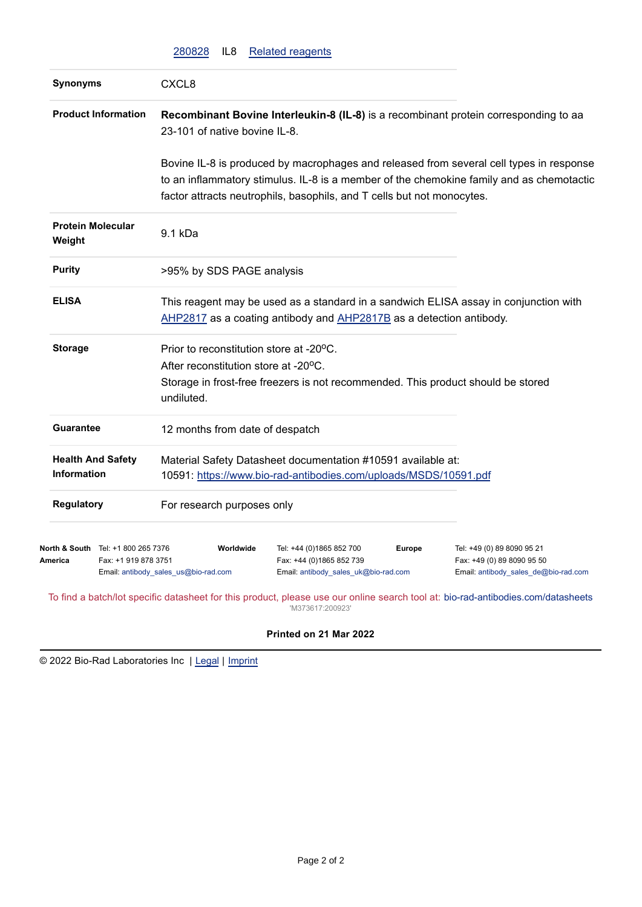280828 IL8 Related reagents

| | |
|---|---|
| **Synonyms** | CXCL8 |
| **Product Information** | **Recombinant Bovine Interleukin-8 (IL-8)** is a recombinant protein corresponding to aa 23-101 of native bovine IL-8.<br><br>Bovine IL-8 is produced by macrophages and released from several cell types in response to an inflammatory stimulus. IL-8 is a member of the chemokine family and as chemotactic factor attracts neutrophils, basophils, and T cells but not monocytes. |
| **Protein Molecular Weight** | 9.1 kDa |
| **Purity** | >95% by SDS PAGE analysis |
| **ELISA** | This reagent may be used as a standard in a sandwich ELISA assay in conjunction with AHP2817 as a coating antibody and AHP2817B as a detection antibody. |
| **Storage** | Prior to reconstitution store at -20ºC.<br>After reconstitution store at -20ºC.<br>Storage in frost-free freezers is not recommended. This product should be stored undiluted. |
| **Guarantee** | 12 months from date of despatch |
| **Health And Safety Information** | Material Safety Datasheet documentation #10591 available at:<br>10591: https://www.bio-rad-antibodies.com/uploads/MSDS/10591.pdf |
| **Regulatory** | For research purposes only |

| | | | | | |
|---|---|---|---|---|---|
| **North & South America** | Tel: +1 800 265 7376<br>Fax: +1 919 878 3751<br>Email: antibody_sales_us@bio-rad.com | **Worldwide** | Tel: +44 (0)1865 852 700<br>Fax: +44 (0)1865 852 739<br>Email: antibody_sales_uk@bio-rad.com | **Europe** | Tel: +49 (0) 89 8090 95 21<br>Fax: +49 (0) 89 8090 95 50<br>Email: antibody_sales_de@bio-rad.com |

To find a batch/lot specific datasheet for this product, please use our online search tool at: bio-rad-antibodies.com/datasheets

'M373617:200923'

**Printed on 21 Mar 2022**

© 2022 Bio-Rad Laboratories Inc | Legal | Imprint